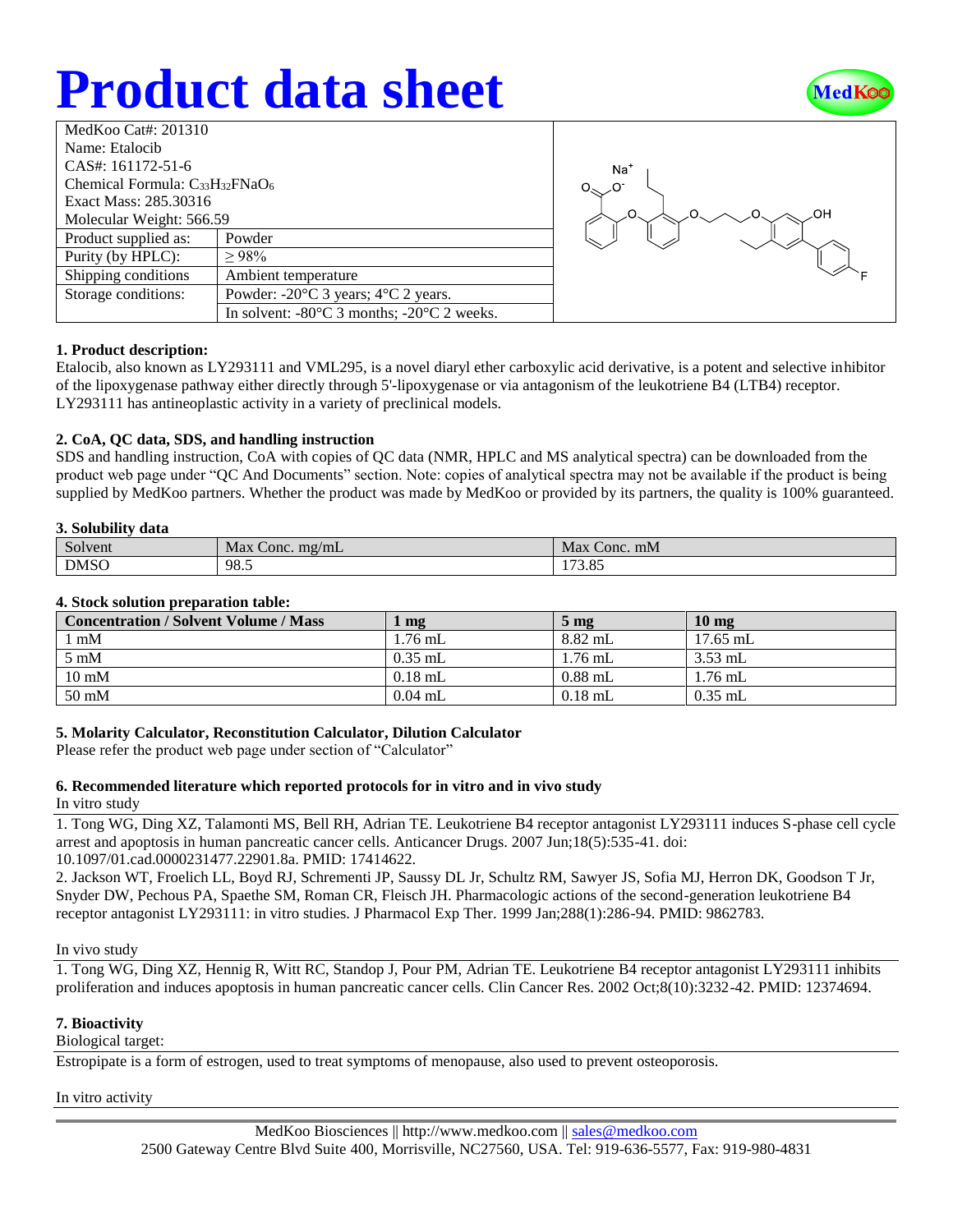# Product data sheet

| MedKoo Cat#: 201310 | |
|---|---|
| Name: Etalocib | |
| CAS#: 161172-51-6 | |
| Chemical Formula: $C_{33}H_{32}FNaO_6$ | |
| Exact Mass: 285.30316 | |
| Molecular Weight: 566.59 | |
| Product supplied as: | Powder |
| Purity (by HPLC): | ≥ 98% |
| Shipping conditions | Ambient temperature |
| Storage conditions: | Powder: -20°C 3 years; 4°C 2 years. |
| | In solvent: -80°C 3 months; -20°C 2 weeks. |

### 1. Product description:

Etalocib, also known as LY293111 and VML295, is a novel diaryl ether carboxylic acid derivative, is a potent and selective inhibitor of the lipoxygenase pathway either directly through 5'-lipoxygenase or via antagonism of the leukotriene B4 (LTB4) receptor. LY293111 has antineoplastic activity in a variety of preclinical models.

### 2. CoA, QC data, SDS, and handling instruction

SDS and handling instruction, CoA with copies of QC data (NMR, HPLC and MS analytical spectra) can be downloaded from the product web page under "QC And Documents" section. Note: copies of analytical spectra may not be available if the product is being supplied by MedKoo partners. Whether the product was made by MedKoo or provided by its partners, the quality is 100% guaranteed.

### 3. Solubility data

| Solvent | Max Conc. mg/mL | Max Conc. mM |
|---|---|---|
| DMSO | 98.5 | 173.85 |

### 4. Stock solution preparation table:

| Concentration / Solvent Volume / Mass | 1 mg | 5 mg | 10 mg |
|---|---|---|---|
| 1 mM | 1.76 mL | 8.82 mL | 17.65 mL |
| 5 mM | 0.35 mL | 1.76 mL | 3.53 mL |
| 10 mM | 0.18 mL | 0.88 mL | 1.76 mL |
| 50 mM | 0.04 mL | 0.18 mL | 0.35 mL |

### 5. Molarity Calculator, Reconstitution Calculator, Dilution Calculator

Please refer the product web page under section of "Calculator"

### 6. Recommended literature which reported protocols for in vitro and in vivo study

In vitro study

1. Tong WG, Ding XZ, Talamonti MS, Bell RH, Adrian TE. Leukotriene B4 receptor antagonist LY293111 induces S-phase cell cycle arrest and apoptosis in human pancreatic cancer cells. Anticancer Drugs. 2007 Jun;18(5):535-41. doi: 10.1097/01.cad.0000231477.22901.8a. PMID: 17414622.
2. Jackson WT, Froelich LL, Boyd RJ, Schrementi JP, Saussy DL Jr, Schultz RM, Sawyer JS, Sofia MJ, Herron DK, Goodson T Jr, Snyder DW, Pechous PA, Spaethe SM, Roman CR, Fleisch JH. Pharmacologic actions of the second-generation leukotriene B4 receptor antagonist LY293111: in vitro studies. J Pharmacol Exp Ther. 1999 Jan;288(1):286-94. PMID: 9862783.

In vivo study

1. Tong WG, Ding XZ, Hennig R, Witt RC, Standop J, Pour PM, Adrian TE. Leukotriene B4 receptor antagonist LY293111 inhibits proliferation and induces apoptosis in human pancreatic cancer cells. Clin Cancer Res. 2002 Oct;8(10):3232-42. PMID: 12374694.

### 7. Bioactivity

Biological target:

Estropipate is a form of estrogen, used to treat symptoms of menopause, also used to prevent osteoporosis.

In vitro activity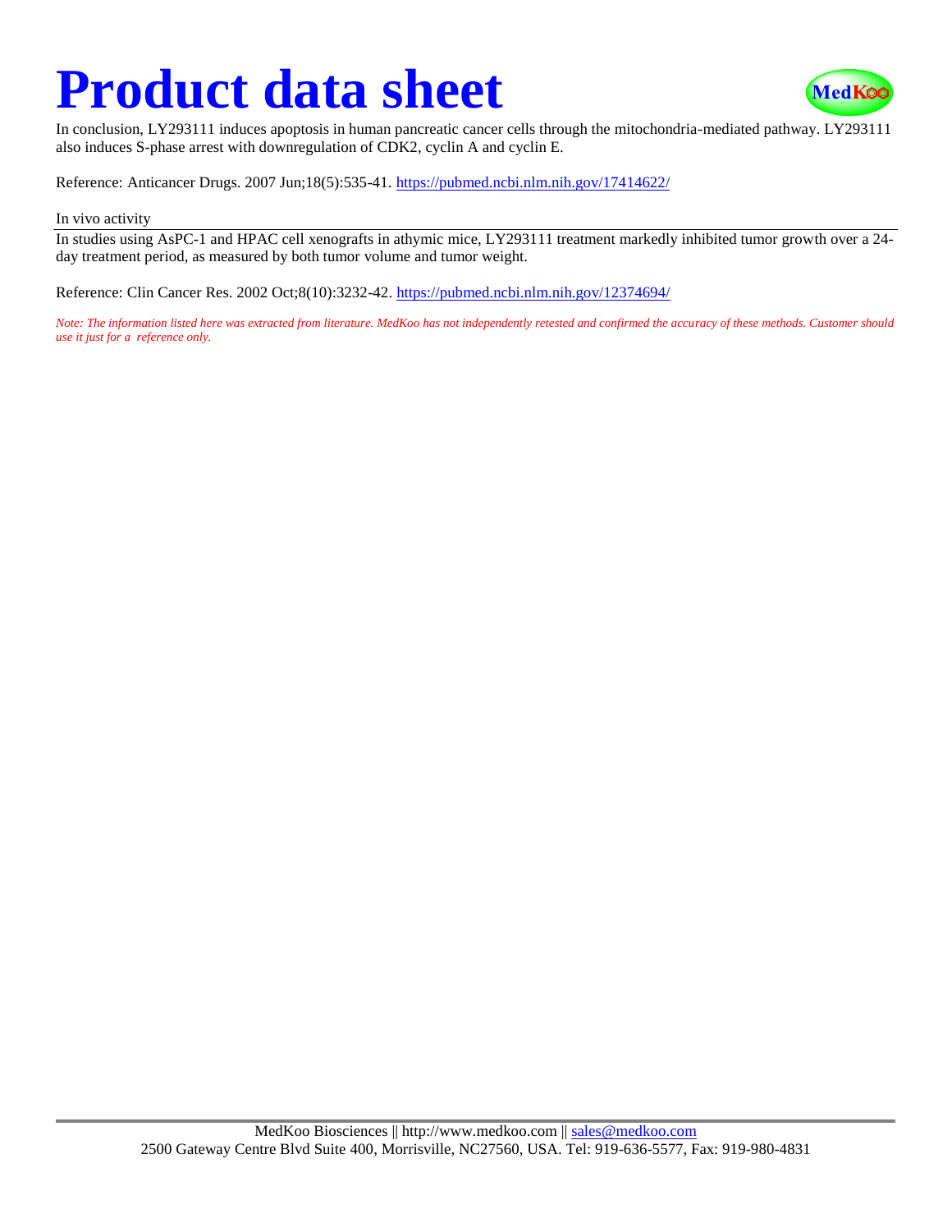In conclusion, LY293111 induces apoptosis in human pancreatic cancer cells through the mitochondria-mediated pathway. LY293111 also induces S-phase arrest with downregulation of CDK2, cyclin A and cyclin E.

Reference: Anticancer Drugs. 2007 Jun;18(5):535-41. https://pubmed.ncbi.nlm.nih.gov/17414622/

In vivo activity

In studies using AsPC-1 and HPAC cell xenografts in athymic mice, LY293111 treatment markedly inhibited tumor growth over a 24-day treatment period, as measured by both tumor volume and tumor weight.

Reference: Clin Cancer Res. 2002 Oct;8(10):3232-42. https://pubmed.ncbi.nlm.nih.gov/12374694/

*Note: The information listed here was extracted from literature. MedKoo has not independently retested and confirmed the accuracy of these methods. Customer should use it just for a reference only.*